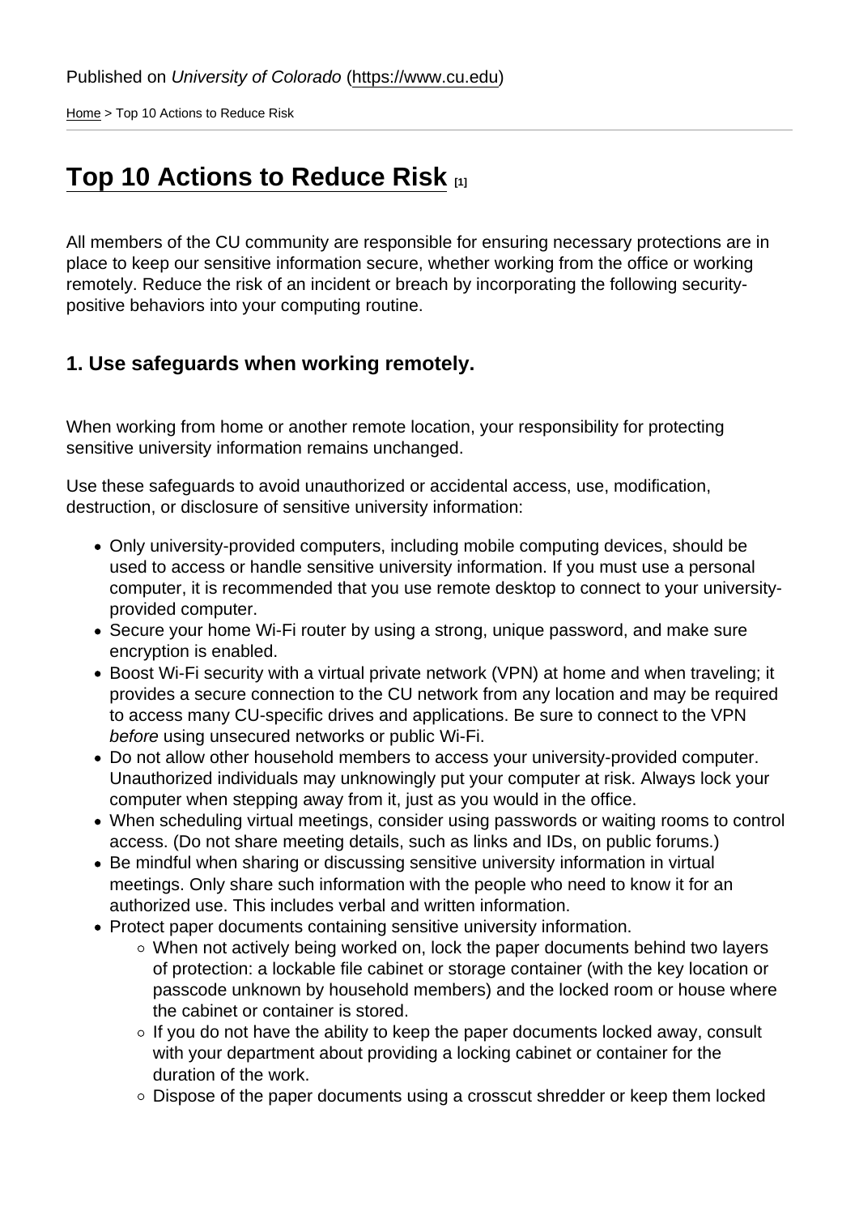Published on *University of Colorado* (https://www.cu.edu)

Home > Top 10 Actions to Reduce Risk

# Top 10 Actions to Reduce Risk [1]

All members of the CU community are responsible for ensuring necessary protections are in place to keep our sensitive information secure, whether working from the office or working remotely. Reduce the risk of an incident or breach by incorporating the following security-positive behaviors into your computing routine.

## 1. Use safeguards when working remotely.

When working from home or another remote location, your responsibility for protecting sensitive university information remains unchanged.

Use these safeguards to avoid unauthorized or accidental access, use, modification, destruction, or disclosure of sensitive university information:

- Only university-provided computers, including mobile computing devices, should be used to access or handle sensitive university information. If you must use a personal computer, it is recommended that you use remote desktop to connect to your university-provided computer.
- Secure your home Wi-Fi router by using a strong, unique password, and make sure encryption is enabled.
- Boost Wi-Fi security with a virtual private network (VPN) at home and when traveling; it provides a secure connection to the CU network from any location and may be required to access many CU-specific drives and applications. Be sure to connect to the VPN *before* using unsecured networks or public Wi-Fi.
- Do not allow other household members to access your university-provided computer. Unauthorized individuals may unknowingly put your computer at risk. Always lock your computer when stepping away from it, just as you would in the office.
- When scheduling virtual meetings, consider using passwords or waiting rooms to control access. (Do not share meeting details, such as links and IDs, on public forums.)
- Be mindful when sharing or discussing sensitive university information in virtual meetings. Only share such information with the people who need to know it for an authorized use. This includes verbal and written information.
- Protect paper documents containing sensitive university information.
  - When not actively being worked on, lock the paper documents behind two layers of protection: a lockable file cabinet or storage container (with the key location or passcode unknown by household members) and the locked room or house where the cabinet or container is stored.
  - If you do not have the ability to keep the paper documents locked away, consult with your department about providing a locking cabinet or container for the duration of the work.
  - Dispose of the paper documents using a crosscut shredder or keep them locked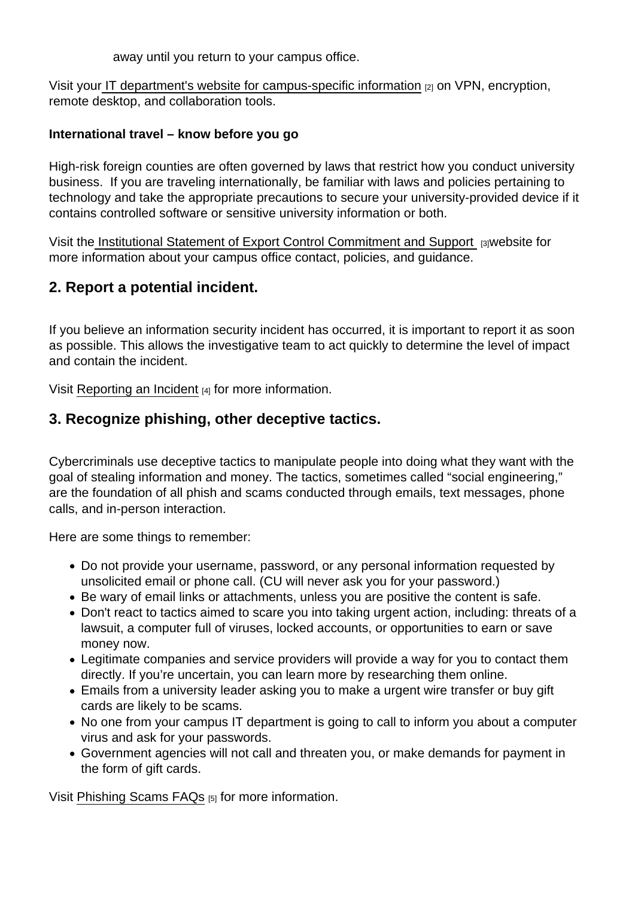away until you return to your campus office.

Visit your IT department's website for campus-specific information [2] on VPN, encryption, remote desktop, and collaboration tools.

**International travel – know before you go**

High-risk foreign counties are often governed by laws that restrict how you conduct university business. If you are traveling internationally, be familiar with laws and policies pertaining to technology and take the appropriate precautions to secure your university-provided device if it contains controlled software or sensitive university information or both.

Visit the Institutional Statement of Export Control Commitment and Support [3] website for more information about your campus office contact, policies, and guidance.

## 2. Report a potential incident.

If you believe an information security incident has occurred, it is important to report it as soon as possible. This allows the investigative team to act quickly to determine the level of impact and contain the incident.

Visit Reporting an Incident [4] for more information.

## 3. Recognize phishing, other deceptive tactics.

Cybercriminals use deceptive tactics to manipulate people into doing what they want with the goal of stealing information and money. The tactics, sometimes called "social engineering," are the foundation of all phish and scams conducted through emails, text messages, phone calls, and in-person interaction.

Here are some things to remember:

- Do not provide your username, password, or any personal information requested by unsolicited email or phone call. (CU will never ask you for your password.)
- Be wary of email links or attachments, unless you are positive the content is safe.
- Don't react to tactics aimed to scare you into taking urgent action, including: threats of a lawsuit, a computer full of viruses, locked accounts, or opportunities to earn or save money now.
- Legitimate companies and service providers will provide a way for you to contact them directly. If you're uncertain, you can learn more by researching them online.
- Emails from a university leader asking you to make a urgent wire transfer or buy gift cards are likely to be scams.
- No one from your campus IT department is going to call to inform you about a computer virus and ask for your passwords.
- Government agencies will not call and threaten you, or make demands for payment in the form of gift cards.

Visit Phishing Scams FAQs [5] for more information.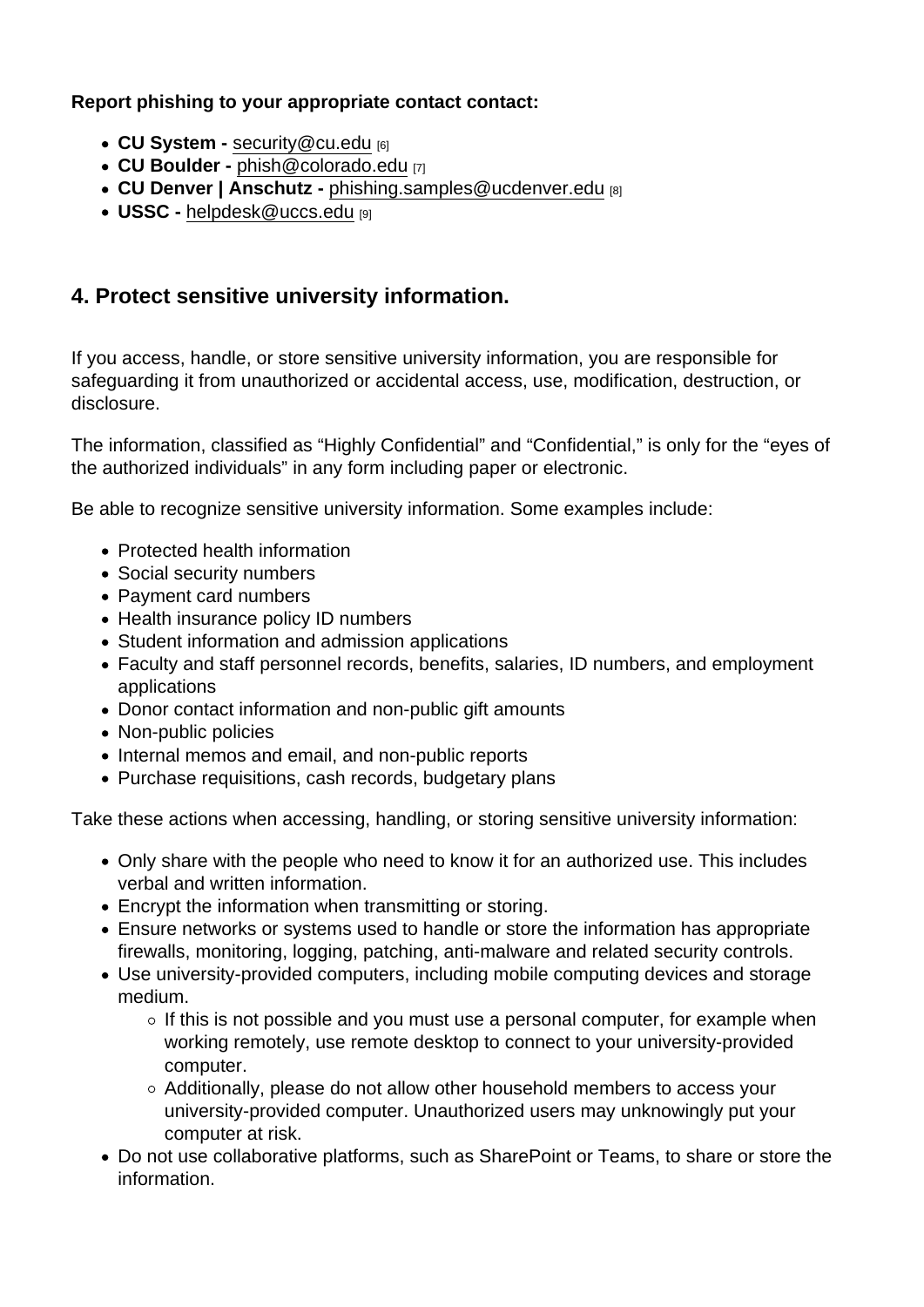**Report phishing to your appropriate contact contact:**

- **CU System -** security@cu.edu [6]
- **CU Boulder -** phish@colorado.edu [7]
- **CU Denver | Anschutz -** phishing.samples@ucdenver.edu [8]
- **USSC -** helpdesk@uccs.edu [9]

## 4. Protect sensitive university information.

If you access, handle, or store sensitive university information, you are responsible for safeguarding it from unauthorized or accidental access, use, modification, destruction, or disclosure.

The information, classified as “Highly Confidential” and “Confidential,” is only for the “eyes of the authorized individuals” in any form including paper or electronic.

Be able to recognize sensitive university information. Some examples include:

- Protected health information
- Social security numbers
- Payment card numbers
- Health insurance policy ID numbers
- Student information and admission applications
- Faculty and staff personnel records, benefits, salaries, ID numbers, and employment applications
- Donor contact information and non-public gift amounts
- Non-public policies
- Internal memos and email, and non-public reports
- Purchase requisitions, cash records, budgetary plans

Take these actions when accessing, handling, or storing sensitive university information:

- Only share with the people who need to know it for an authorized use. This includes verbal and written information.
- Encrypt the information when transmitting or storing.
- Ensure networks or systems used to handle or store the information has appropriate firewalls, monitoring, logging, patching, anti-malware and related security controls.
- Use university-provided computers, including mobile computing devices and storage medium.
  - If this is not possible and you must use a personal computer, for example when working remotely, use remote desktop to connect to your university-provided computer.
  - Additionally, please do not allow other household members to access your university-provided computer. Unauthorized users may unknowingly put your computer at risk.
- Do not use collaborative platforms, such as SharePoint or Teams, to share or store the information.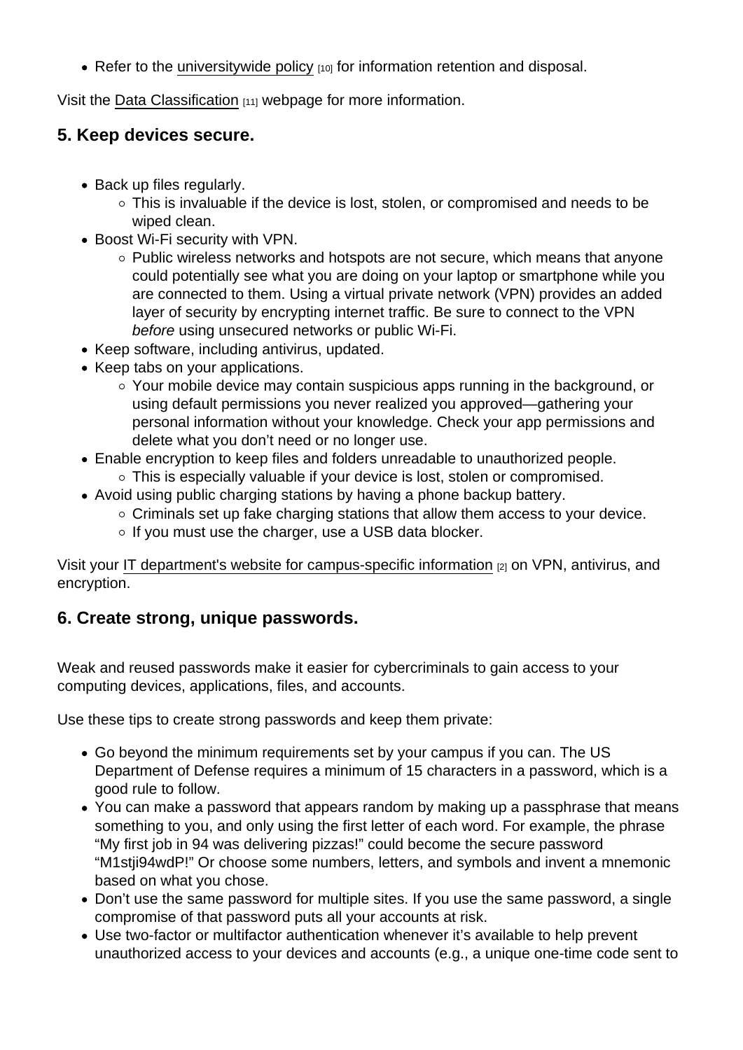- Refer to the universitywide policy [10] for information retention and disposal.

Visit the Data Classification [11] webpage for more information.

## 5. Keep devices secure.

- Back up files regularly.
  - This is invaluable if the device is lost, stolen, or compromised and needs to be wiped clean.
- Boost Wi-Fi security with VPN.
  - Public wireless networks and hotspots are not secure, which means that anyone could potentially see what you are doing on your laptop or smartphone while you are connected to them. Using a virtual private network (VPN) provides an added layer of security by encrypting internet traffic. Be sure to connect to the VPN *before* using unsecured networks or public Wi-Fi.
- Keep software, including antivirus, updated.
- Keep tabs on your applications.
  - Your mobile device may contain suspicious apps running in the background, or using default permissions you never realized you approved—gathering your personal information without your knowledge. Check your app permissions and delete what you don't need or no longer use.
- Enable encryption to keep files and folders unreadable to unauthorized people.
  - This is especially valuable if your device is lost, stolen or compromised.
- Avoid using public charging stations by having a phone backup battery.
  - Criminals set up fake charging stations that allow them access to your device.
  - If you must use the charger, use a USB data blocker.

Visit your IT department's website for campus-specific information [2] on VPN, antivirus, and encryption.

## 6. Create strong, unique passwords.

Weak and reused passwords make it easier for cybercriminals to gain access to your computing devices, applications, files, and accounts.

Use these tips to create strong passwords and keep them private:

- Go beyond the minimum requirements set by your campus if you can. The US Department of Defense requires a minimum of 15 characters in a password, which is a good rule to follow.
- You can make a password that appears random by making up a passphrase that means something to you, and only using the first letter of each word. For example, the phrase "My first job in 94 was delivering pizzas!" could become the secure password "M1stji94wdP!" Or choose some numbers, letters, and symbols and invent a mnemonic based on what you chose.
- Don't use the same password for multiple sites. If you use the same password, a single compromise of that password puts all your accounts at risk.
- Use two-factor or multifactor authentication whenever it's available to help prevent unauthorized access to your devices and accounts (e.g., a unique one-time code sent to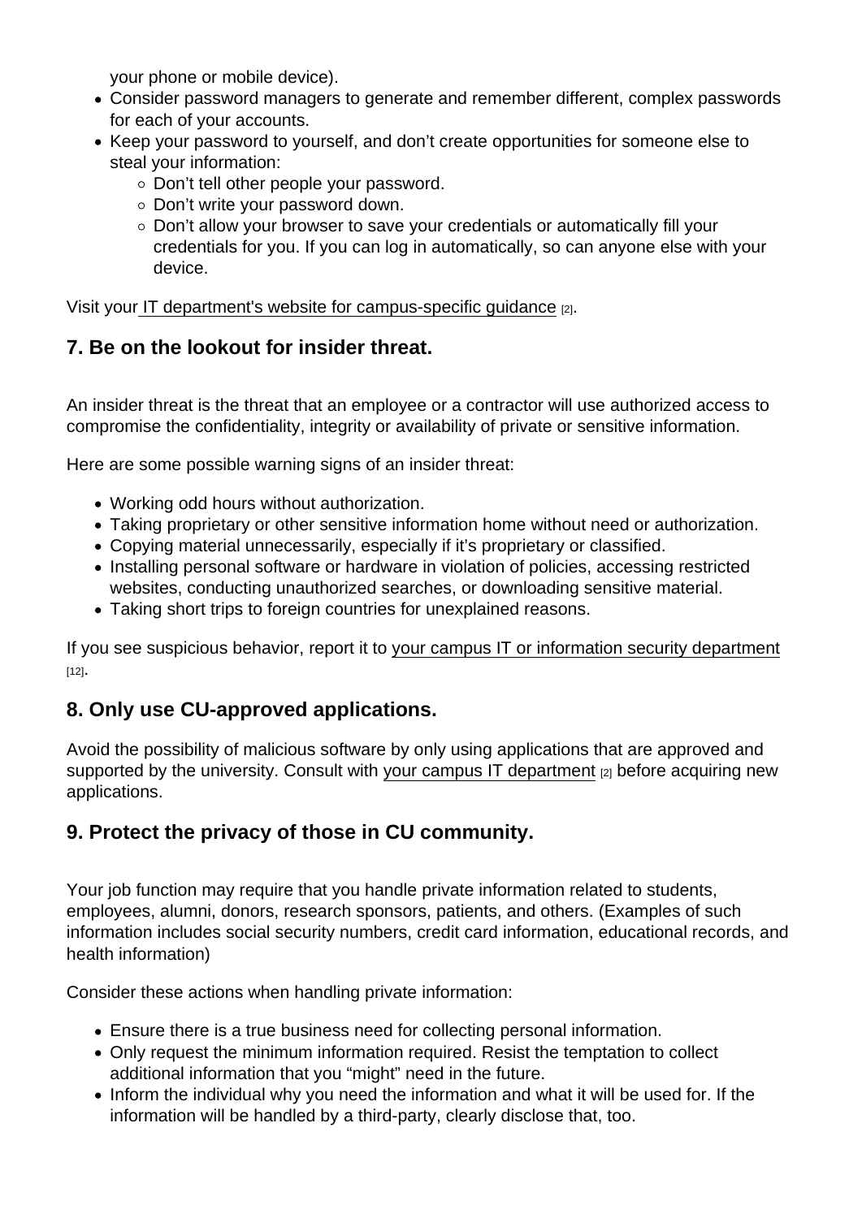your phone or mobile device).

- Consider password managers to generate and remember different, complex passwords for each of your accounts.
- Keep your password to yourself, and don't create opportunities for someone else to steal your information:
  - Don't tell other people your password.
  - Don't write your password down.
  - Don't allow your browser to save your credentials or automatically fill your credentials for you. If you can log in automatically, so can anyone else with your device.

Visit your IT department's website for campus-specific guidance [2].

## 7. Be on the lookout for insider threat.

An insider threat is the threat that an employee or a contractor will use authorized access to compromise the confidentiality, integrity or availability of private or sensitive information.

Here are some possible warning signs of an insider threat:

- Working odd hours without authorization.
- Taking proprietary or other sensitive information home without need or authorization.
- Copying material unnecessarily, especially if it's proprietary or classified.
- Installing personal software or hardware in violation of policies, accessing restricted websites, conducting unauthorized searches, or downloading sensitive material.
- Taking short trips to foreign countries for unexplained reasons.

If you see suspicious behavior, report it to your campus IT or information security department [12].

## 8. Only use CU-approved applications.

Avoid the possibility of malicious software by only using applications that are approved and supported by the university. Consult with your campus IT department [2] before acquiring new applications.

## 9. Protect the privacy of those in CU community.

Your job function may require that you handle private information related to students, employees, alumni, donors, research sponsors, patients, and others. (Examples of such information includes social security numbers, credit card information, educational records, and health information)

Consider these actions when handling private information:

- Ensure there is a true business need for collecting personal information.
- Only request the minimum information required. Resist the temptation to collect additional information that you "might" need in the future.
- Inform the individual why you need the information and what it will be used for. If the information will be handled by a third-party, clearly disclose that, too.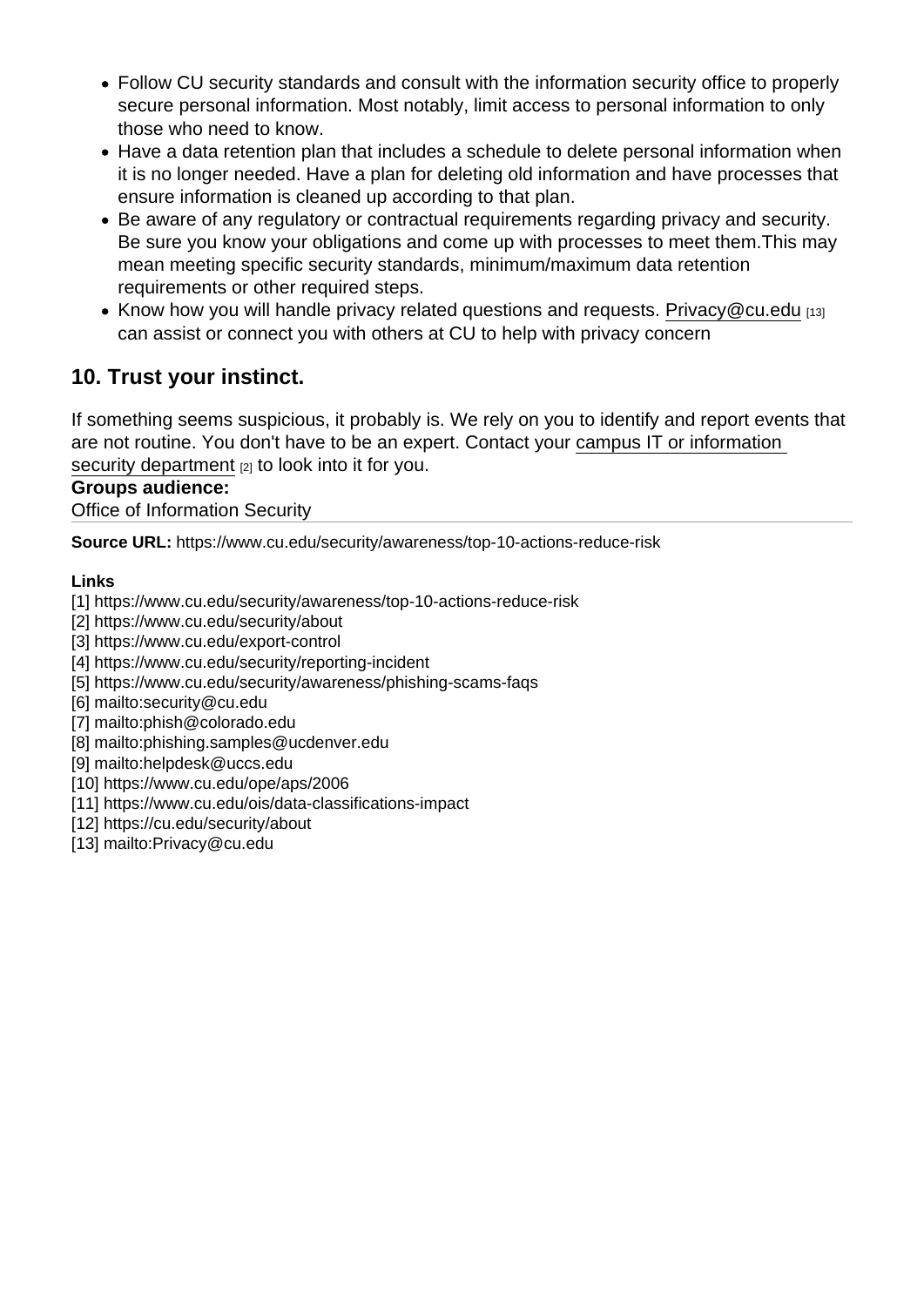- Follow CU security standards and consult with the information security office to properly secure personal information. Most notably, limit access to personal information to only those who need to know.
- Have a data retention plan that includes a schedule to delete personal information when it is no longer needed. Have a plan for deleting old information and have processes that ensure information is cleaned up according to that plan.
- Be aware of any regulatory or contractual requirements regarding privacy and security. Be sure you know your obligations and come up with processes to meet them.This may mean meeting specific security standards, minimum/maximum data retention requirements or other required steps.
- Know how you will handle privacy related questions and requests. Privacy@cu.edu [13] can assist or connect you with others at CU to help with privacy concern

## 10. Trust your instinct.

If something seems suspicious, it probably is. We rely on you to identify and report events that are not routine. You don't have to be an expert. Contact your campus IT or information security department [2] to look into it for you.

**Groups audience:**
Office of Information Security

**Source URL:** https://www.cu.edu/security/awareness/top-10-actions-reduce-risk

**Links**
[1] https://www.cu.edu/security/awareness/top-10-actions-reduce-risk
[2] https://www.cu.edu/security/about
[3] https://www.cu.edu/export-control
[4] https://www.cu.edu/security/reporting-incident
[5] https://www.cu.edu/security/awareness/phishing-scams-faqs
[6] mailto:security@cu.edu
[7] mailto:phish@colorado.edu
[8] mailto:phishing.samples@ucdenver.edu
[9] mailto:helpdesk@uccs.edu
[10] https://www.cu.edu/ope/aps/2006
[11] https://www.cu.edu/ois/data-classifications-impact
[12] https://cu.edu/security/about
[13] mailto:Privacy@cu.edu